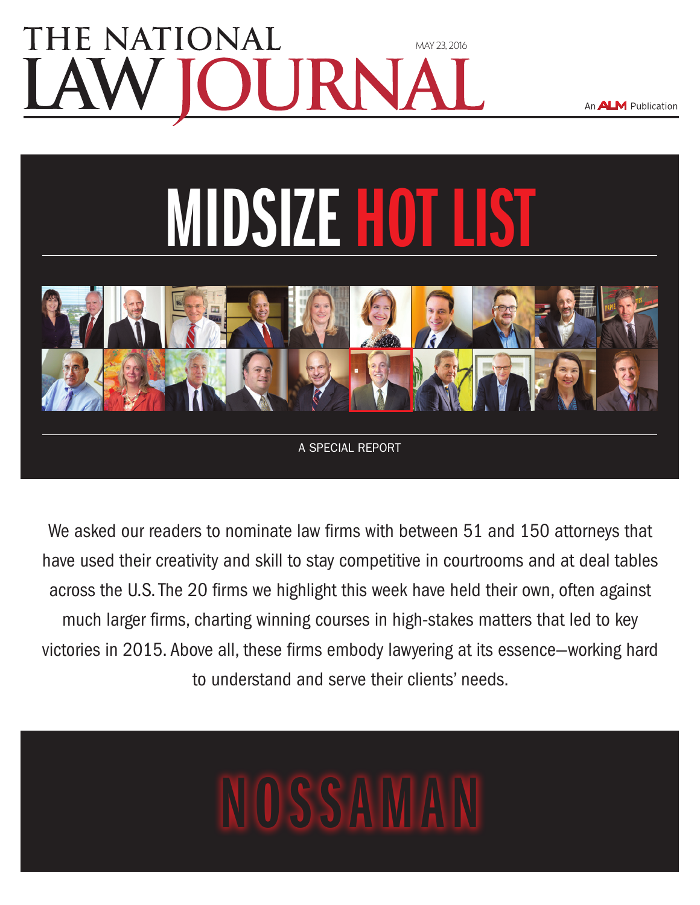# THE NATIONAL LAW JOURNAL

MAY 23, 2016

An ALM Publication

# MIDSIZE HOT LIST

A SPECIAL REPORT

We asked our readers to nominate law firms with between 51 and 150 attorneys that have used their creativity and skill to stay competitive in courtrooms and at deal tables across the U.S. The 20 firms we highlight this week have held their own, often against much larger firms, charting winning courses in high-stakes matters that led to key victories in 2015. Above all, these firms embody lawyering at its essence—working hard to understand and serve their clients' needs.

# NOSSAMAN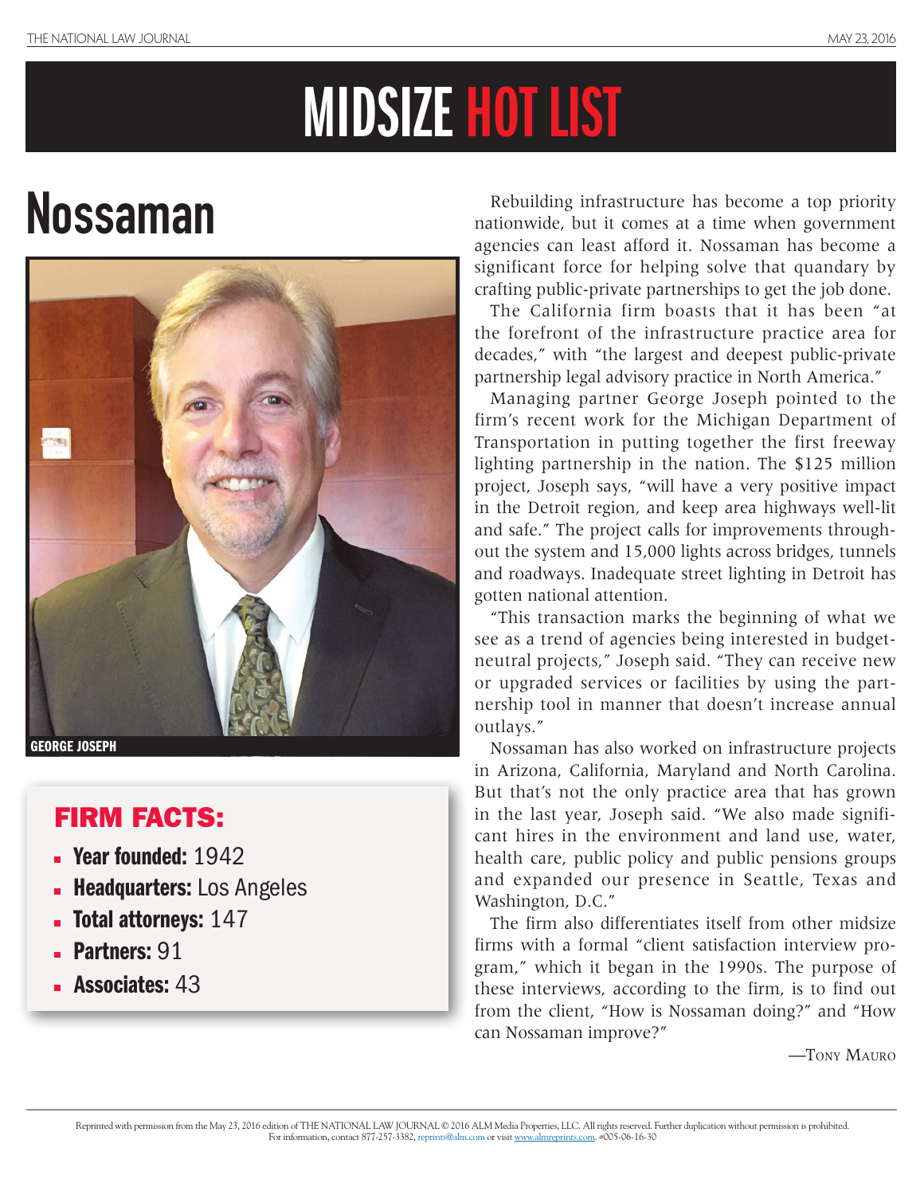# MIDSIZE HOT LIST

## Nossaman

GEORGE JOSEPH

### FIRM FACTS:

- **Year founded:** 1942
- **Headquarters:** Los Angeles
- **Total attorneys:** 147
- **Partners:** 91
- **Associates:** 43

Rebuilding infrastructure has become a top priority nationwide, but it comes at a time when government agencies can least afford it. Nossaman has become a significant force for helping solve that quandary by crafting public-private partnerships to get the job done.

The California firm boasts that it has been "at the forefront of the infrastructure practice area for decades," with "the largest and deepest public-private partnership legal advisory practice in North America."

Managing partner George Joseph pointed to the firm's recent work for the Michigan Department of Transportation in putting together the first freeway lighting partnership in the nation. The $125 million project, Joseph says, "will have a very positive impact in the Detroit region, and keep area highways well-lit and safe." The project calls for improvements throughout the system and 15,000 lights across bridges, tunnels and roadways. Inadequate street lighting in Detroit has gotten national attention.

"This transaction marks the beginning of what we see as a trend of agencies being interested in budget-neutral projects," Joseph said. "They can receive new or upgraded services or facilities by using the partnership tool in manner that doesn't increase annual outlays."

Nossaman has also worked on infrastructure projects in Arizona, California, Maryland and North Carolina. But that's not the only practice area that has grown in the last year, Joseph said. "We also made significant hires in the environment and land use, water, health care, public policy and public pensions groups and expanded our presence in Seattle, Texas and Washington, D.C."

The firm also differentiates itself from other midsize firms with a formal "client satisfaction interview program," which it began in the 1990s. The purpose of these interviews, according to the firm, is to find out from the client, "How is Nossaman doing?" and "How can Nossaman improve?"

—Tony Mauro

Reprinted with permission from the May 23, 2016 edition of THE NATIONAL LAW JOURNAL © 2016 ALM Media Properties, LLC. All rights reserved. Further duplication without permission is prohibited. For information, contact 877-257-3382, reprints@alm.com or visit www.almreprints.com. #005-06-16-30